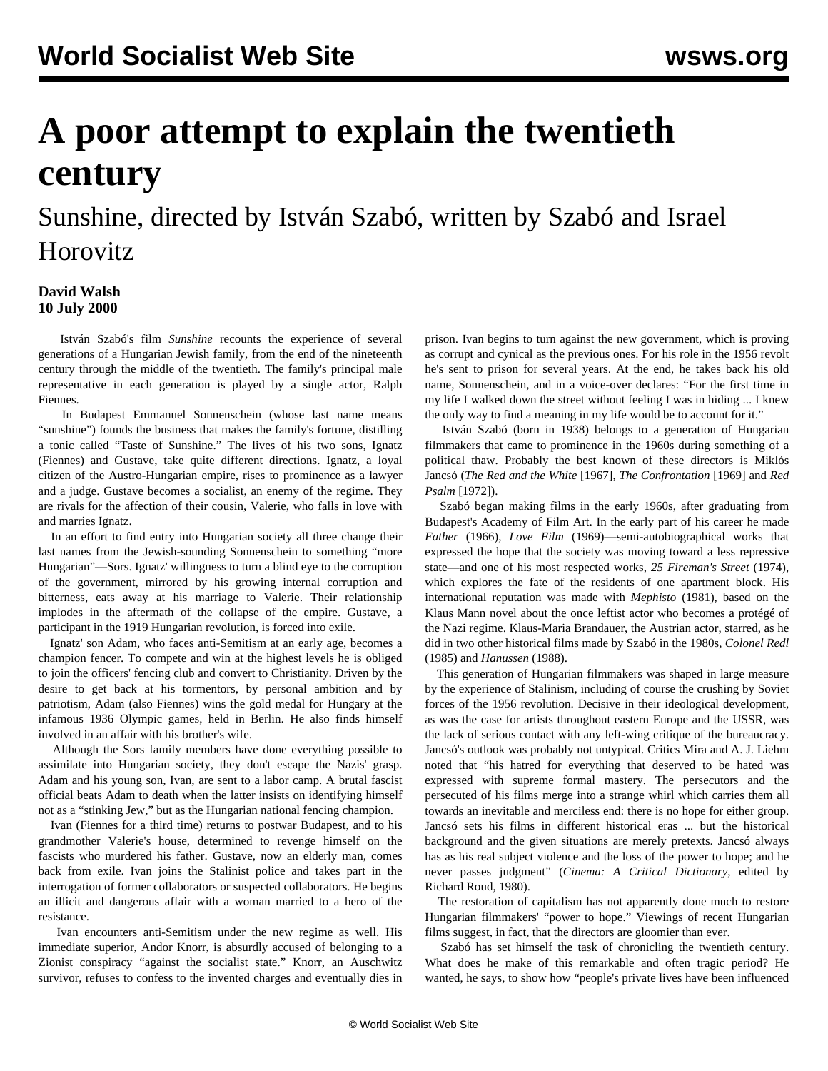# A poor attempt to explain the twentieth century

## Sunshine, directed by István Szabó, written by Szabó and Israel Horovitz

**David Walsh**
**10 July 2000**

István Szabó's film *Sunshine* recounts the experience of several generations of a Hungarian Jewish family, from the end of the nineteenth century through the middle of the twentieth. The family's principal male representative in each generation is played by a single actor, Ralph Fiennes.

In Budapest Emmanuel Sonnenschein (whose last name means "sunshine") founds the business that makes the family's fortune, distilling a tonic called "Taste of Sunshine." The lives of his two sons, Ignatz (Fiennes) and Gustave, take quite different directions. Ignatz, a loyal citizen of the Austro-Hungarian empire, rises to prominence as a lawyer and a judge. Gustave becomes a socialist, an enemy of the regime. They are rivals for the affection of their cousin, Valerie, who falls in love with and marries Ignatz.

In an effort to find entry into Hungarian society all three change their last names from the Jewish-sounding Sonnenschein to something "more Hungarian"—Sors. Ignatz' willingness to turn a blind eye to the corruption of the government, mirrored by his growing internal corruption and bitterness, eats away at his marriage to Valerie. Their relationship implodes in the aftermath of the collapse of the empire. Gustave, a participant in the 1919 Hungarian revolution, is forced into exile.

Ignatz' son Adam, who faces anti-Semitism at an early age, becomes a champion fencer. To compete and win at the highest levels he is obliged to join the officers' fencing club and convert to Christianity. Driven by the desire to get back at his tormentors, by personal ambition and by patriotism, Adam (also Fiennes) wins the gold medal for Hungary at the infamous 1936 Olympic games, held in Berlin. He also finds himself involved in an affair with his brother's wife.

Although the Sors family members have done everything possible to assimilate into Hungarian society, they don't escape the Nazis' grasp. Adam and his young son, Ivan, are sent to a labor camp. A brutal fascist official beats Adam to death when the latter insists on identifying himself not as a "stinking Jew," but as the Hungarian national fencing champion.

Ivan (Fiennes for a third time) returns to postwar Budapest, and to his grandmother Valerie's house, determined to revenge himself on the fascists who murdered his father. Gustave, now an elderly man, comes back from exile. Ivan joins the Stalinist police and takes part in the interrogation of former collaborators or suspected collaborators. He begins an illicit and dangerous affair with a woman married to a hero of the resistance.

Ivan encounters anti-Semitism under the new regime as well. His immediate superior, Andor Knorr, is absurdly accused of belonging to a Zionist conspiracy "against the socialist state." Knorr, an Auschwitz survivor, refuses to confess to the invented charges and eventually dies in prison. Ivan begins to turn against the new government, which is proving as corrupt and cynical as the previous ones. For his role in the 1956 revolt he's sent to prison for several years. At the end, he takes back his old name, Sonnenschein, and in a voice-over declares: "For the first time in my life I walked down the street without feeling I was in hiding ... I knew the only way to find a meaning in my life would be to account for it."

István Szabó (born in 1938) belongs to a generation of Hungarian filmmakers that came to prominence in the 1960s during something of a political thaw. Probably the best known of these directors is Miklós Jancsó (*The Red and the White* [1967], *The Confrontation* [1969] and *Red Psalm* [1972]).

Szabó began making films in the early 1960s, after graduating from Budapest's Academy of Film Art. In the early part of his career he made *Father* (1966), *Love Film* (1969)—semi-autobiographical works that expressed the hope that the society was moving toward a less repressive state—and one of his most respected works, *25 Fireman's Street* (1974), which explores the fate of the residents of one apartment block. His international reputation was made with *Mephisto* (1981), based on the Klaus Mann novel about the once leftist actor who becomes a protégé of the Nazi regime. Klaus-Maria Brandauer, the Austrian actor, starred, as he did in two other historical films made by Szabó in the 1980s, *Colonel Redl* (1985) and *Hanussen* (1988).

This generation of Hungarian filmmakers was shaped in large measure by the experience of Stalinism, including of course the crushing by Soviet forces of the 1956 revolution. Decisive in their ideological development, as was the case for artists throughout eastern Europe and the USSR, was the lack of serious contact with any left-wing critique of the bureaucracy. Jancsó's outlook was probably not untypical. Critics Mira and A. J. Liehm noted that "his hatred for everything that deserved to be hated was expressed with supreme formal mastery. The persecutors and the persecuted of his films merge into a strange whirl which carries them all towards an inevitable and merciless end: there is no hope for either group. Jancsó sets his films in different historical eras ... but the historical background and the given situations are merely pretexts. Jancsó always has as his real subject violence and the loss of the power to hope; and he never passes judgment" (*Cinema: A Critical Dictionary*, edited by Richard Roud, 1980).

The restoration of capitalism has not apparently done much to restore Hungarian filmmakers' "power to hope." Viewings of recent Hungarian films suggest, in fact, that the directors are gloomier than ever.

Szabó has set himself the task of chronicling the twentieth century. What does he make of this remarkable and often tragic period? He wanted, he says, to show how "people's private lives have been influenced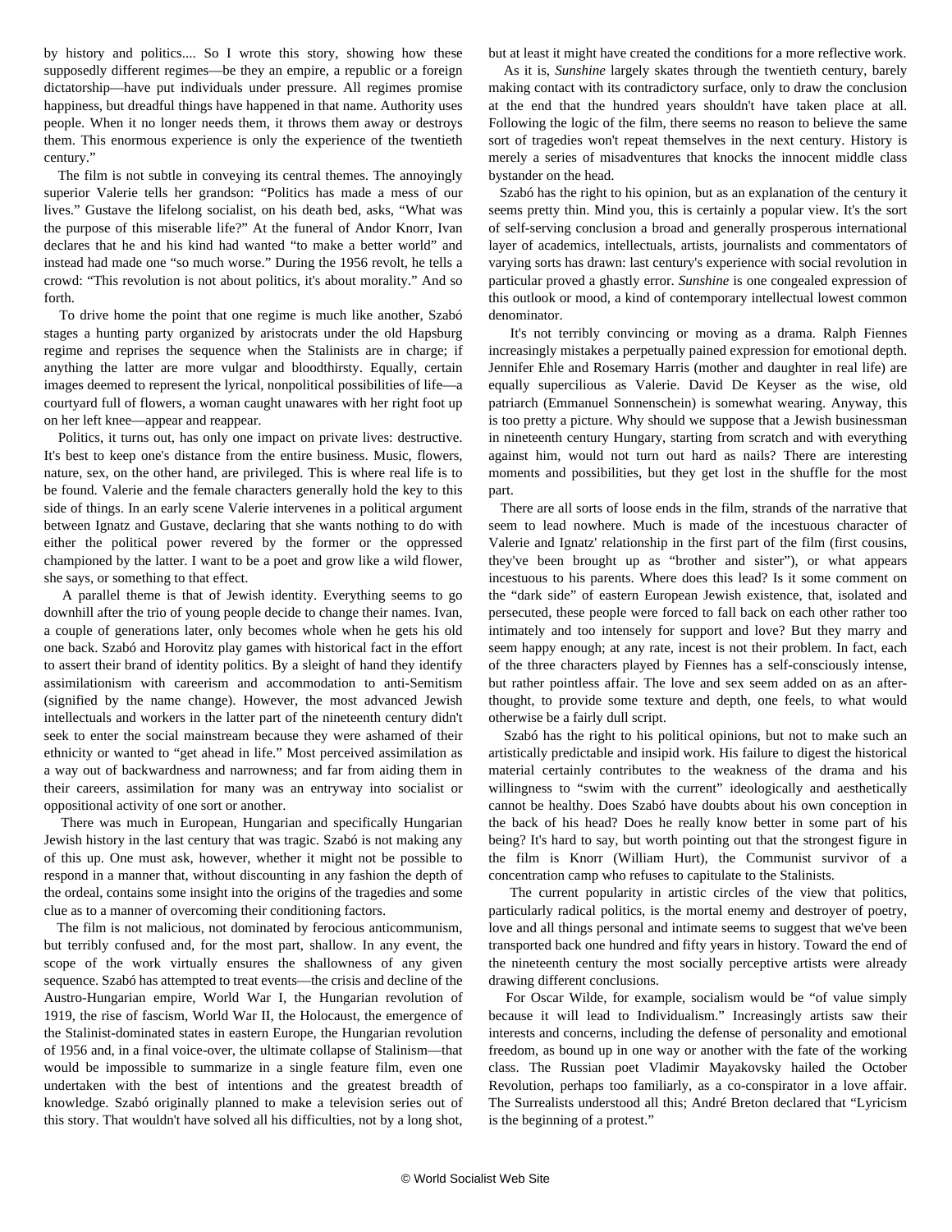by history and politics.... So I wrote this story, showing how these supposedly different regimes—be they an empire, a republic or a foreign dictatorship—have put individuals under pressure. All regimes promise happiness, but dreadful things have happened in that name. Authority uses people. When it no longer needs them, it throws them away or destroys them. This enormous experience is only the experience of the twentieth century."

The film is not subtle in conveying its central themes. The annoyingly superior Valerie tells her grandson: "Politics has made a mess of our lives." Gustave the lifelong socialist, on his death bed, asks, "What was the purpose of this miserable life?" At the funeral of Andor Knorr, Ivan declares that he and his kind had wanted "to make a better world" and instead had made one "so much worse." During the 1956 revolt, he tells a crowd: "This revolution is not about politics, it's about morality." And so forth.

To drive home the point that one regime is much like another, Szabó stages a hunting party organized by aristocrats under the old Hapsburg regime and reprises the sequence when the Stalinists are in charge; if anything the latter are more vulgar and bloodthirsty. Equally, certain images deemed to represent the lyrical, nonpolitical possibilities of life—a courtyard full of flowers, a woman caught unawares with her right foot up on her left knee—appear and reappear.

Politics, it turns out, has only one impact on private lives: destructive. It's best to keep one's distance from the entire business. Music, flowers, nature, sex, on the other hand, are privileged. This is where real life is to be found. Valerie and the female characters generally hold the key to this side of things. In an early scene Valerie intervenes in a political argument between Ignatz and Gustave, declaring that she wants nothing to do with either the political power revered by the former or the oppressed championed by the latter. I want to be a poet and grow like a wild flower, she says, or something to that effect.

A parallel theme is that of Jewish identity. Everything seems to go downhill after the trio of young people decide to change their names. Ivan, a couple of generations later, only becomes whole when he gets his old one back. Szabó and Horovitz play games with historical fact in the effort to assert their brand of identity politics. By a sleight of hand they identify assimilationism with careerism and accommodation to anti-Semitism (signified by the name change). However, the most advanced Jewish intellectuals and workers in the latter part of the nineteenth century didn't seek to enter the social mainstream because they were ashamed of their ethnicity or wanted to "get ahead in life." Most perceived assimilation as a way out of backwardness and narrowness; and far from aiding them in their careers, assimilation for many was an entryway into socialist or oppositional activity of one sort or another.

There was much in European, Hungarian and specifically Hungarian Jewish history in the last century that was tragic. Szabó is not making any of this up. One must ask, however, whether it might not be possible to respond in a manner that, without discounting in any fashion the depth of the ordeal, contains some insight into the origins of the tragedies and some clue as to a manner of overcoming their conditioning factors.

The film is not malicious, not dominated by ferocious anticommunism, but terribly confused and, for the most part, shallow. In any event, the scope of the work virtually ensures the shallowness of any given sequence. Szabó has attempted to treat events—the crisis and decline of the Austro-Hungarian empire, World War I, the Hungarian revolution of 1919, the rise of fascism, World War II, the Holocaust, the emergence of the Stalinist-dominated states in eastern Europe, the Hungarian revolution of 1956 and, in a final voice-over, the ultimate collapse of Stalinism—that would be impossible to summarize in a single feature film, even one undertaken with the best of intentions and the greatest breadth of knowledge. Szabó originally planned to make a television series out of this story. That wouldn't have solved all his difficulties, not by a long shot, but at least it might have created the conditions for a more reflective work.

As it is, *Sunshine* largely skates through the twentieth century, barely making contact with its contradictory surface, only to draw the conclusion at the end that the hundred years shouldn't have taken place at all. Following the logic of the film, there seems no reason to believe the same sort of tragedies won't repeat themselves in the next century. History is merely a series of misadventures that knocks the innocent middle class bystander on the head.

Szabó has the right to his opinion, but as an explanation of the century it seems pretty thin. Mind you, this is certainly a popular view. It's the sort of self-serving conclusion a broad and generally prosperous international layer of academics, intellectuals, artists, journalists and commentators of varying sorts has drawn: last century's experience with social revolution in particular proved a ghastly error. *Sunshine* is one congealed expression of this outlook or mood, a kind of contemporary intellectual lowest common denominator.

It's not terribly convincing or moving as a drama. Ralph Fiennes increasingly mistakes a perpetually pained expression for emotional depth. Jennifer Ehle and Rosemary Harris (mother and daughter in real life) are equally supercilious as Valerie. David De Keyser as the wise, old patriarch (Emmanuel Sonnenschein) is somewhat wearing. Anyway, this is too pretty a picture. Why should we suppose that a Jewish businessman in nineteenth century Hungary, starting from scratch and with everything against him, would not turn out hard as nails? There are interesting moments and possibilities, but they get lost in the shuffle for the most part.

There are all sorts of loose ends in the film, strands of the narrative that seem to lead nowhere. Much is made of the incestuous character of Valerie and Ignatz' relationship in the first part of the film (first cousins, they've been brought up as "brother and sister"), or what appears incestuous to his parents. Where does this lead? Is it some comment on the "dark side" of eastern European Jewish existence, that, isolated and persecuted, these people were forced to fall back on each other rather too intimately and too intensely for support and love? But they marry and seem happy enough; at any rate, incest is not their problem. In fact, each of the three characters played by Fiennes has a self-consciously intense, but rather pointless affair. The love and sex seem added on as an after-thought, to provide some texture and depth, one feels, to what would otherwise be a fairly dull script.

Szabó has the right to his political opinions, but not to make such an artistically predictable and insipid work. His failure to digest the historical material certainly contributes to the weakness of the drama and his willingness to "swim with the current" ideologically and aesthetically cannot be healthy. Does Szabó have doubts about his own conception in the back of his head? Does he really know better in some part of his being? It's hard to say, but worth pointing out that the strongest figure in the film is Knorr (William Hurt), the Communist survivor of a concentration camp who refuses to capitulate to the Stalinists.

The current popularity in artistic circles of the view that politics, particularly radical politics, is the mortal enemy and destroyer of poetry, love and all things personal and intimate seems to suggest that we've been transported back one hundred and fifty years in history. Toward the end of the nineteenth century the most socially perceptive artists were already drawing different conclusions.

For Oscar Wilde, for example, socialism would be "of value simply because it will lead to Individualism." Increasingly artists saw their interests and concerns, including the defense of personality and emotional freedom, as bound up in one way or another with the fate of the working class. The Russian poet Vladimir Mayakovsky hailed the October Revolution, perhaps too familiarly, as a co-conspirator in a love affair. The Surrealists understood all this; André Breton declared that "Lyricism is the beginning of a protest."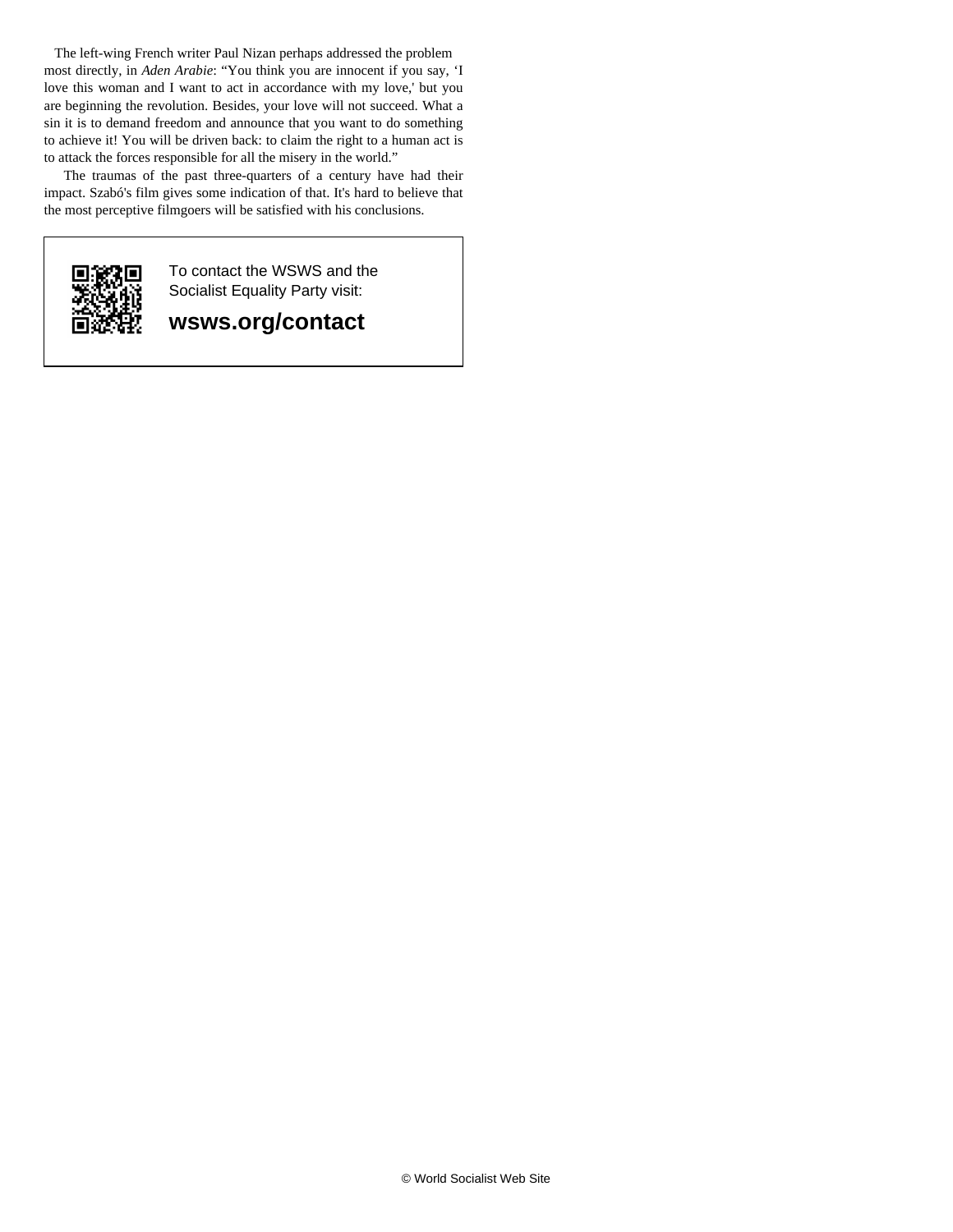The left-wing French writer Paul Nizan perhaps addressed the problem most directly, in *Aden Arabie*: “You think you are innocent if you say, ‘I love this woman and I want to act in accordance with my love,' but you are beginning the revolution. Besides, your love will not succeed. What a sin it is to demand freedom and announce that you want to do something to achieve it! You will be driven back: to claim the right to a human act is to attack the forces responsible for all the misery in the world.”

The traumas of the past three-quarters of a century have had their impact. Szabó's film gives some indication of that. It's hard to believe that the most perceptive filmgoers will be satisfied with his conclusions.

To contact the WSWS and the Socialist Equality Party visit:

**wsws.org/contact**